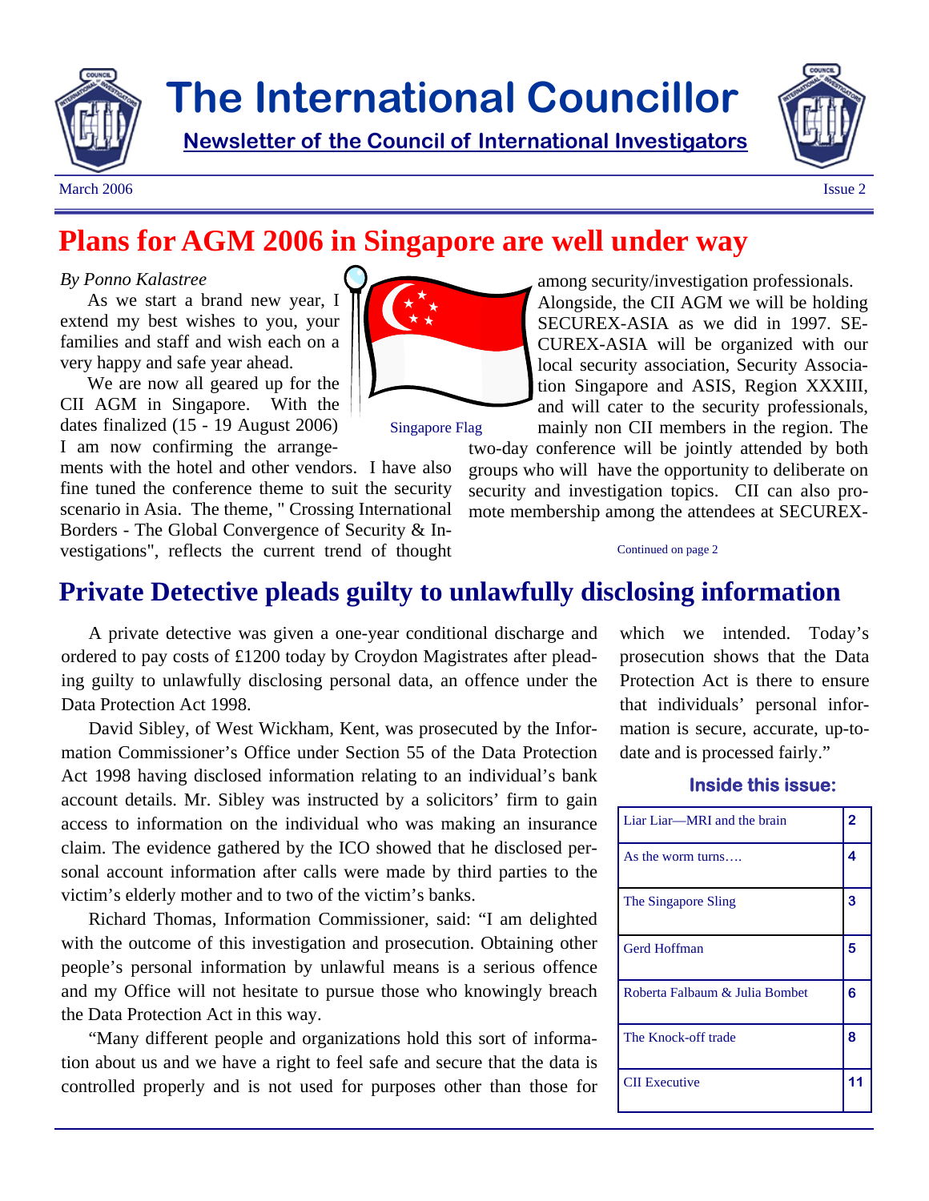# The International Councillor

**Newsletter of the Council of International Investigators**

March 2006 Issue 2

## Plans for AGM 2006 in Singapore are well under way

*By Ponno Kalastree*

As we start a brand new year, I extend my best wishes to you, your families and staff and wish each on a very happy and safe year ahead.

We are now all geared up for the CII AGM in Singapore. With the dates finalized (15 - 19 August 2006) I am now confirming the arrangements with the hotel and other vendors. I have also fine tuned the conference theme to suit the security scenario in Asia. The theme, " Crossing International Borders - The Global Convergence of Security & Investigations", reflects the current trend of thought among security/investigation professionals. Alongside, the CII AGM we will be holding SECUREX-ASIA as we did in 1997. SECUREX-ASIA will be organized with our local security association, Security Association Singapore and ASIS, Region XXXIII, and will cater to the security professionals, mainly non CII members in the region. The two-day conference will be jointly attended by both groups who will have the opportunity to deliberate on security and investigation topics. CII can also promote membership among the attendees at SECUREX-

Singapore Flag

Continued on page 2

## Private Detective pleads guilty to unlawfully disclosing information

A private detective was given a one-year conditional discharge and ordered to pay costs of £1200 today by Croydon Magistrates after pleading guilty to unlawfully disclosing personal data, an offence under the Data Protection Act 1998.

David Sibley, of West Wickham, Kent, was prosecuted by the Information Commissioner's Office under Section 55 of the Data Protection Act 1998 having disclosed information relating to an individual's bank account details. Mr. Sibley was instructed by a solicitors' firm to gain access to information on the individual who was making an insurance claim. The evidence gathered by the ICO showed that he disclosed personal account information after calls were made by third parties to the victim's elderly mother and to two of the victim's banks.

Richard Thomas, Information Commissioner, said: "I am delighted with the outcome of this investigation and prosecution. Obtaining other people's personal information by unlawful means is a serious offence and my Office will not hesitate to pursue those who knowingly breach the Data Protection Act in this way.

"Many different people and organizations hold this sort of information about us and we have a right to feel safe and secure that the data is controlled properly and is not used for purposes other than those for which we intended. Today's prosecution shows that the Data Protection Act is there to ensure that individuals' personal information is secure, accurate, up-to-date and is processed fairly."

### Inside this issue:

| | |
|---|---|
| Liar Liar—MRI and the brain | 2 |
| As the worm turns…. | 4 |
| The Singapore Sling | 3 |
| Gerd Hoffman | 5 |
| Roberta Falbaum & Julia Bombet | 6 |
| The Knock-off trade | 8 |
| CII Executive | 11 |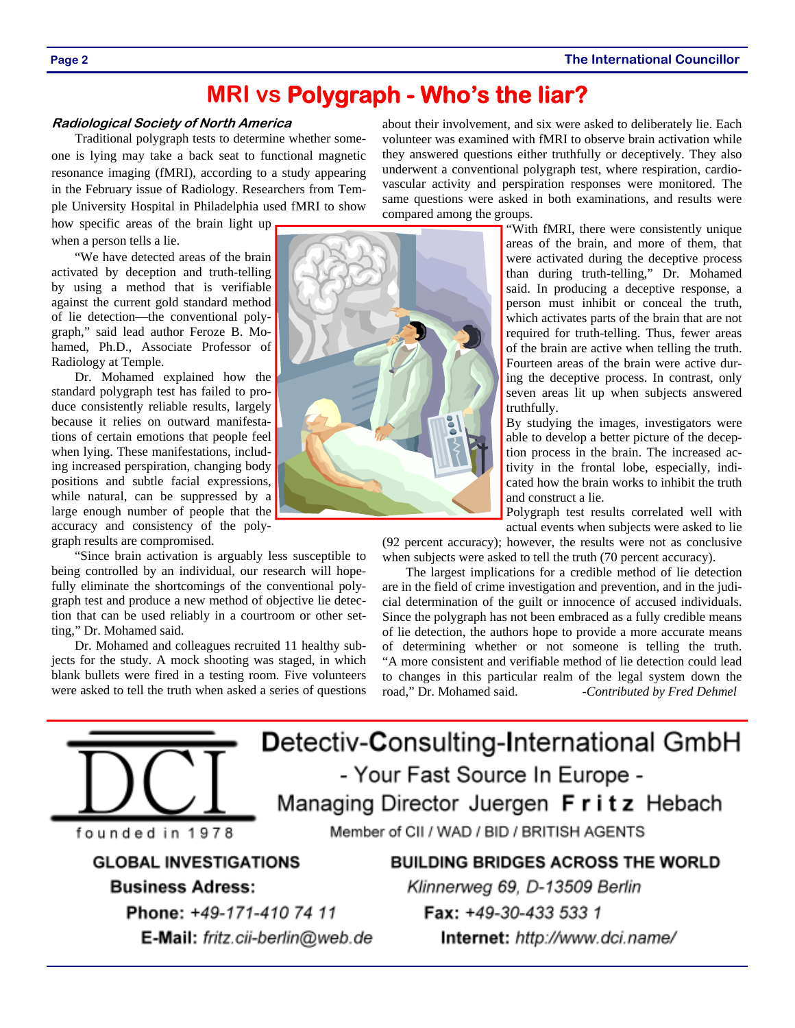# MRI vs Polygraph - Who's the liar?

***Radiological Society of North America***

Traditional polygraph tests to determine whether someone is lying may take a back seat to functional magnetic resonance imaging (fMRI), according to a study appearing in the February issue of Radiology. Researchers from Temple University Hospital in Philadelphia used fMRI to show how specific areas of the brain light up when a person tells a lie.

"We have detected areas of the brain activated by deception and truth-telling by using a method that is verifiable against the current gold standard method of lie detection—the conventional polygraph," said lead author Feroze B. Mohamed, Ph.D., Associate Professor of Radiology at Temple.

Dr. Mohamed explained how the standard polygraph test has failed to produce consistently reliable results, largely because it relies on outward manifestations of certain emotions that people feel when lying. These manifestations, including increased perspiration, changing body positions and subtle facial expressions, while natural, can be suppressed by a large enough number of people that the accuracy and consistency of the polygraph results are compromised.

"Since brain activation is arguably less susceptible to being controlled by an individual, our research will hopefully eliminate the shortcomings of the conventional polygraph test and produce a new method of objective lie detection that can be used reliably in a courtroom or other setting," Dr. Mohamed said.

Dr. Mohamed and colleagues recruited 11 healthy subjects for the study. A mock shooting was staged, in which blank bullets were fired in a testing room. Five volunteers were asked to tell the truth when asked a series of questions about their involvement, and six were asked to deliberately lie. Each volunteer was examined with fMRI to observe brain activation while they answered questions either truthfully or deceptively. They also underwent a conventional polygraph test, where respiration, cardiovascular activity and perspiration responses were monitored. The same questions were asked in both examinations, and results were compared among the groups.

"With fMRI, there were consistently unique areas of the brain, and more of them, that were activated during the deceptive process than during truth-telling," Dr. Mohamed said. In producing a deceptive response, a person must inhibit or conceal the truth, which activates parts of the brain that are not required for truth-telling. Thus, fewer areas of the brain are active when telling the truth. Fourteen areas of the brain were active during the deceptive process. In contrast, only seven areas lit up when subjects answered truthfully.

By studying the images, investigators were able to develop a better picture of the deception process in the brain. The increased activity in the frontal lobe, especially, indicated how the brain works to inhibit the truth and construct a lie.

Polygraph test results correlated well with actual events when subjects were asked to lie (92 percent accuracy); however, the results were not as conclusive when subjects were asked to tell the truth (70 percent accuracy).

The largest implications for a credible method of lie detection are in the field of crime investigation and prevention, and in the judicial determination of the guilt or innocence of accused individuals. Since the polygraph has not been embraced as a fully credible means of lie detection, the authors hope to provide a more accurate means of determining whether or not someone is telling the truth. "A more consistent and verifiable method of lie detection could lead to changes in this particular realm of the legal system down the road," Dr. Mohamed said.

*-Contributed by Fred Dehmel*

---

**DCI**
founded in 1978

**Detectiv-Consulting-International GmbH**

- Your Fast Source In Europe -

Managing Director Juergen **F r i t z** Hebach

Member of CII / WAD / BID / BRITISH AGENTS

**GLOBAL INVESTIGATIONS** | **BUILDING BRIDGES ACROSS THE WORLD**

**Business Adress:** *Klinnerweg 69, D-13509 Berlin*

**Phone:** *+49-171-410 74 11* **Fax:** *+49-30-433 533 1*

**E-Mail:** *fritz.cii-berlin@web.de* **Internet:** *http://www.dci.name/*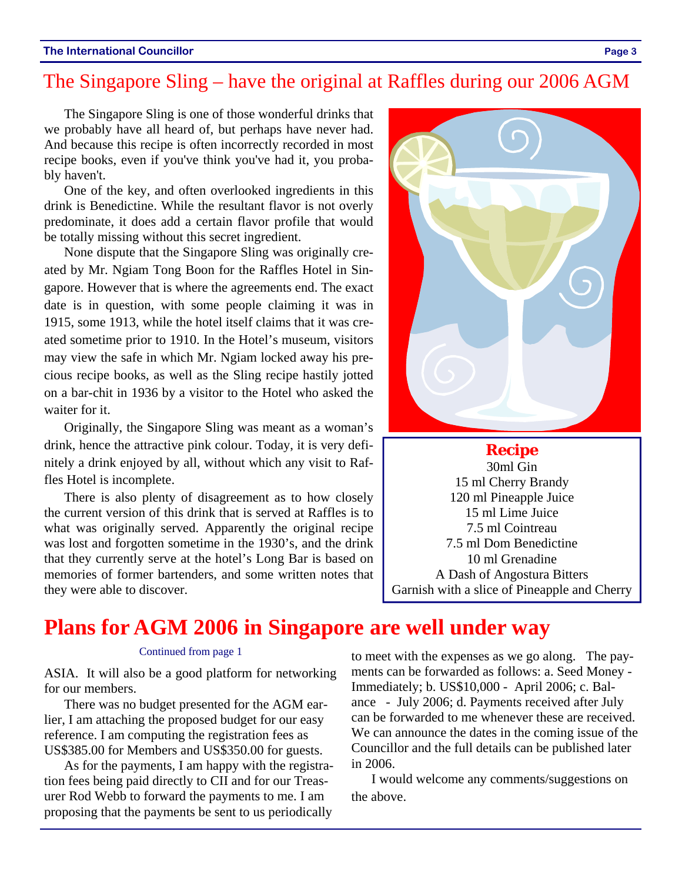# The Singapore Sling – have the original at Raffles during our 2006 AGM

The Singapore Sling is one of those wonderful drinks that we probably have all heard of, but perhaps have never had. And because this recipe is often incorrectly recorded in most recipe books, even if you've think you've had it, you probably haven't.

One of the key, and often overlooked ingredients in this drink is Benedictine. While the resultant flavor is not overly predominate, it does add a certain flavor profile that would be totally missing without this secret ingredient.

None dispute that the Singapore Sling was originally created by Mr. Ngiam Tong Boon for the Raffles Hotel in Singapore. However that is where the agreements end. The exact date is in question, with some people claiming it was in 1915, some 1913, while the hotel itself claims that it was created sometime prior to 1910. In the Hotel's museum, visitors may view the safe in which Mr. Ngiam locked away his precious recipe books, as well as the Sling recipe hastily jotted on a bar-chit in 1936 by a visitor to the Hotel who asked the waiter for it.

Originally, the Singapore Sling was meant as a woman's drink, hence the attractive pink colour. Today, it is very definitely a drink enjoyed by all, without which any visit to Raffles Hotel is incomplete.

There is also plenty of disagreement as to how closely the current version of this drink that is served at Raffles is to what was originally served. Apparently the original recipe was lost and forgotten sometime in the 1930's, and the drink that they currently serve at the hotel's Long Bar is based on memories of former bartenders, and some written notes that they were able to discover.

**Recipe**

30ml Gin
15 ml Cherry Brandy
120 ml Pineapple Juice
15 ml Lime Juice
7.5 ml Cointreau
7.5 ml Dom Benedictine
10 ml Grenadine
A Dash of Angostura Bitters
Garnish with a slice of Pineapple and Cherry

# Plans for AGM 2006 in Singapore are well under way

Continued from page 1

ASIA. It will also be a good platform for networking for our members.

There was no budget presented for the AGM earlier, I am attaching the proposed budget for our easy reference. I am computing the registration fees as US$385.00 for Members and US$350.00 for guests.

As for the payments, I am happy with the registration fees being paid directly to CII and for our Treasurer Rod Webb to forward the payments to me. I am proposing that the payments be sent to us periodically to meet with the expenses as we go along. The payments can be forwarded as follows: a. Seed Money - Immediately; b. US$10,000 - April 2006; c. Balance - July 2006; d. Payments received after July can be forwarded to me whenever these are received. We can announce the dates in the coming issue of the Councillor and the full details can be published later in 2006.

I would welcome any comments/suggestions on the above.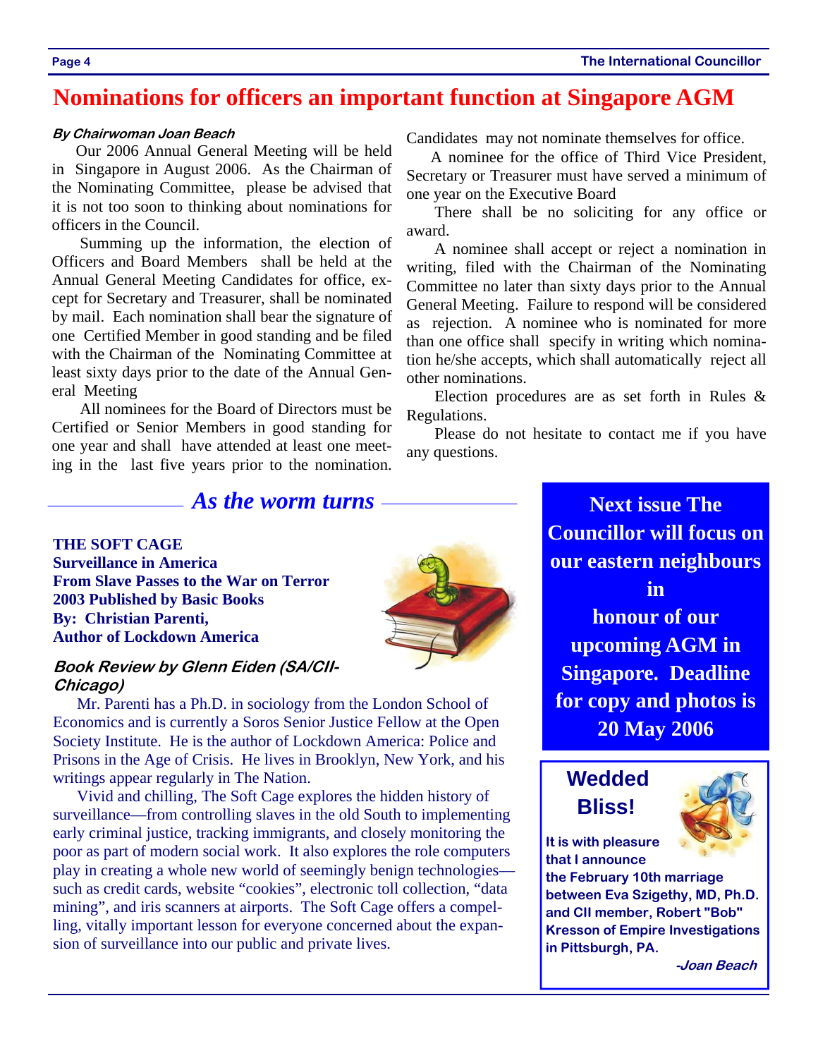# Nominations for officers an important function at Singapore AGM

***By Chairwoman Joan Beach***

Our 2006 Annual General Meeting will be held in Singapore in August 2006. As the Chairman of the Nominating Committee, please be advised that it is not too soon to thinking about nominations for officers in the Council.

Summing up the information, the election of Officers and Board Members shall be held at the Annual General Meeting Candidates for office, except for Secretary and Treasurer, shall be nominated by mail. Each nomination shall bear the signature of one Certified Member in good standing and be filed with the Chairman of the Nominating Committee at least sixty days prior to the date of the Annual General Meeting

All nominees for the Board of Directors must be Certified or Senior Members in good standing for one year and shall have attended at least one meeting in the last five years prior to the nomination. Candidates may not nominate themselves for office.

A nominee for the office of Third Vice President, Secretary or Treasurer must have served a minimum of one year on the Executive Board

There shall be no soliciting for any office or award.

A nominee shall accept or reject a nomination in writing, filed with the Chairman of the Nominating Committee no later than sixty days prior to the Annual General Meeting. Failure to respond will be considered as rejection. A nominee who is nominated for more than one office shall specify in writing which nomination he/she accepts, which shall automatically reject all other nominations.

Election procedures are as set forth in Rules & Regulations.

Please do not hesitate to contact me if you have any questions.

## *As the worm turns*

**THE SOFT CAGE**
**Surveillance in America**
**From Slave Passes to the War on Terror**
**2003 Published by Basic Books**
**By: Christian Parenti,**
**Author of Lockdown America**

***Book Review by Glenn Eiden (SA/CII-Chicago)***

Mr. Parenti has a Ph.D. in sociology from the London School of Economics and is currently a Soros Senior Justice Fellow at the Open Society Institute. He is the author of Lockdown America: Police and Prisons in the Age of Crisis. He lives in Brooklyn, New York, and his writings appear regularly in The Nation.

Vivid and chilling, The Soft Cage explores the hidden history of surveillance—from controlling slaves in the old South to implementing early criminal justice, tracking immigrants, and closely monitoring the poor as part of modern social work. It also explores the role computers play in creating a whole new world of seemingly benign technologies—such as credit cards, website "cookies", electronic toll collection, "data mining", and iris scanners at airports. The Soft Cage offers a compelling, vitally important lesson for everyone concerned about the expansion of surveillance into our public and private lives.

**Next issue The Councillor will focus on our eastern neighbours in honour of our upcoming AGM in Singapore. Deadline for copy and photos is 20 May 2006**

## Wedded Bliss!

**It is with pleasure that I announce the February 10th marriage between Eva Szigethy, MD, Ph.D. and CII member, Robert "Bob" Kresson of Empire Investigations in Pittsburgh, PA.**

***-Joan Beach***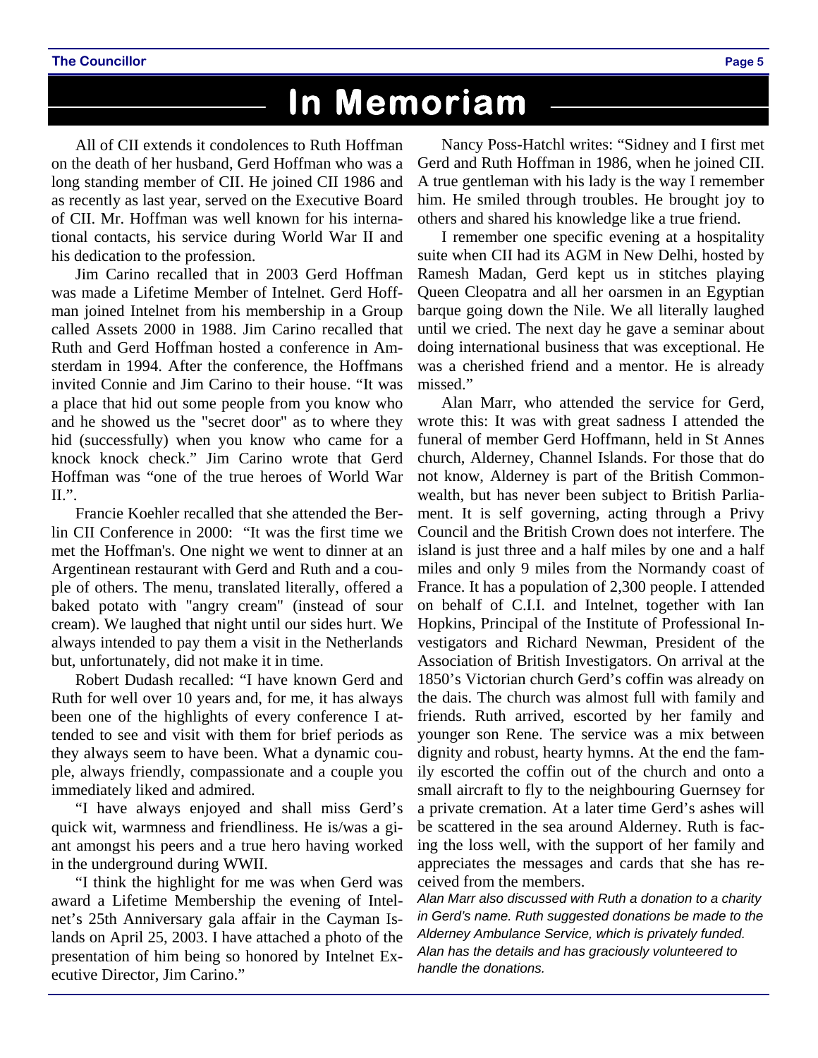# In Memoriam

All of CII extends it condolences to Ruth Hoffman on the death of her husband, Gerd Hoffman who was a long standing member of CII. He joined CII 1986 and as recently as last year, served on the Executive Board of CII. Mr. Hoffman was well known for his international contacts, his service during World War II and his dedication to the profession.

Jim Carino recalled that in 2003 Gerd Hoffman was made a Lifetime Member of Intelnet. Gerd Hoffman joined Intelnet from his membership in a Group called Assets 2000 in 1988. Jim Carino recalled that Ruth and Gerd Hoffman hosted a conference in Amsterdam in 1994. After the conference, the Hoffmans invited Connie and Jim Carino to their house. "It was a place that hid out some people from you know who and he showed us the "secret door" as to where they hid (successfully) when you know who came for a knock knock check." Jim Carino wrote that Gerd Hoffman was "one of the true heroes of World War II.".

Francie Koehler recalled that she attended the Berlin CII Conference in 2000: "It was the first time we met the Hoffman's. One night we went to dinner at an Argentinean restaurant with Gerd and Ruth and a couple of others. The menu, translated literally, offered a baked potato with "angry cream" (instead of sour cream). We laughed that night until our sides hurt. We always intended to pay them a visit in the Netherlands but, unfortunately, did not make it in time.

Robert Dudash recalled: "I have known Gerd and Ruth for well over 10 years and, for me, it has always been one of the highlights of every conference I attended to see and visit with them for brief periods as they always seem to have been. What a dynamic couple, always friendly, compassionate and a couple you immediately liked and admired.

"I have always enjoyed and shall miss Gerd's quick wit, warmness and friendliness. He is/was a giant amongst his peers and a true hero having worked in the underground during WWII.

"I think the highlight for me was when Gerd was award a Lifetime Membership the evening of Intelnet's 25th Anniversary gala affair in the Cayman Islands on April 25, 2003. I have attached a photo of the presentation of him being so honored by Intelnet Executive Director, Jim Carino."

Nancy Poss-Hatchl writes: "Sidney and I first met Gerd and Ruth Hoffman in 1986, when he joined CII. A true gentleman with his lady is the way I remember him. He smiled through troubles. He brought joy to others and shared his knowledge like a true friend.

I remember one specific evening at a hospitality suite when CII had its AGM in New Delhi, hosted by Ramesh Madan, Gerd kept us in stitches playing Queen Cleopatra and all her oarsmen in an Egyptian barque going down the Nile. We all literally laughed until we cried. The next day he gave a seminar about doing international business that was exceptional. He was a cherished friend and a mentor. He is already missed."

Alan Marr, who attended the service for Gerd, wrote this: It was with great sadness I attended the funeral of member Gerd Hoffmann, held in St Annes church, Alderney, Channel Islands. For those that do not know, Alderney is part of the British Commonwealth, but has never been subject to British Parliament. It is self governing, acting through a Privy Council and the British Crown does not interfere. The island is just three and a half miles by one and a half miles and only 9 miles from the Normandy coast of France. It has a population of 2,300 people. I attended on behalf of C.I.I. and Intelnet, together with Ian Hopkins, Principal of the Institute of Professional Investigators and Richard Newman, President of the Association of British Investigators. On arrival at the 1850's Victorian church Gerd's coffin was already on the dais. The church was almost full with family and friends. Ruth arrived, escorted by her family and younger son Rene. The service was a mix between dignity and robust, hearty hymns. At the end the family escorted the coffin out of the church and onto a small aircraft to fly to the neighbouring Guernsey for a private cremation. At a later time Gerd's ashes will be scattered in the sea around Alderney. Ruth is facing the loss well, with the support of her family and appreciates the messages and cards that she has received from the members.

*Alan Marr also discussed with Ruth a donation to a charity in Gerd's name. Ruth suggested donations be made to the Alderney Ambulance Service, which is privately funded. Alan has the details and has graciously volunteered to handle the donations.*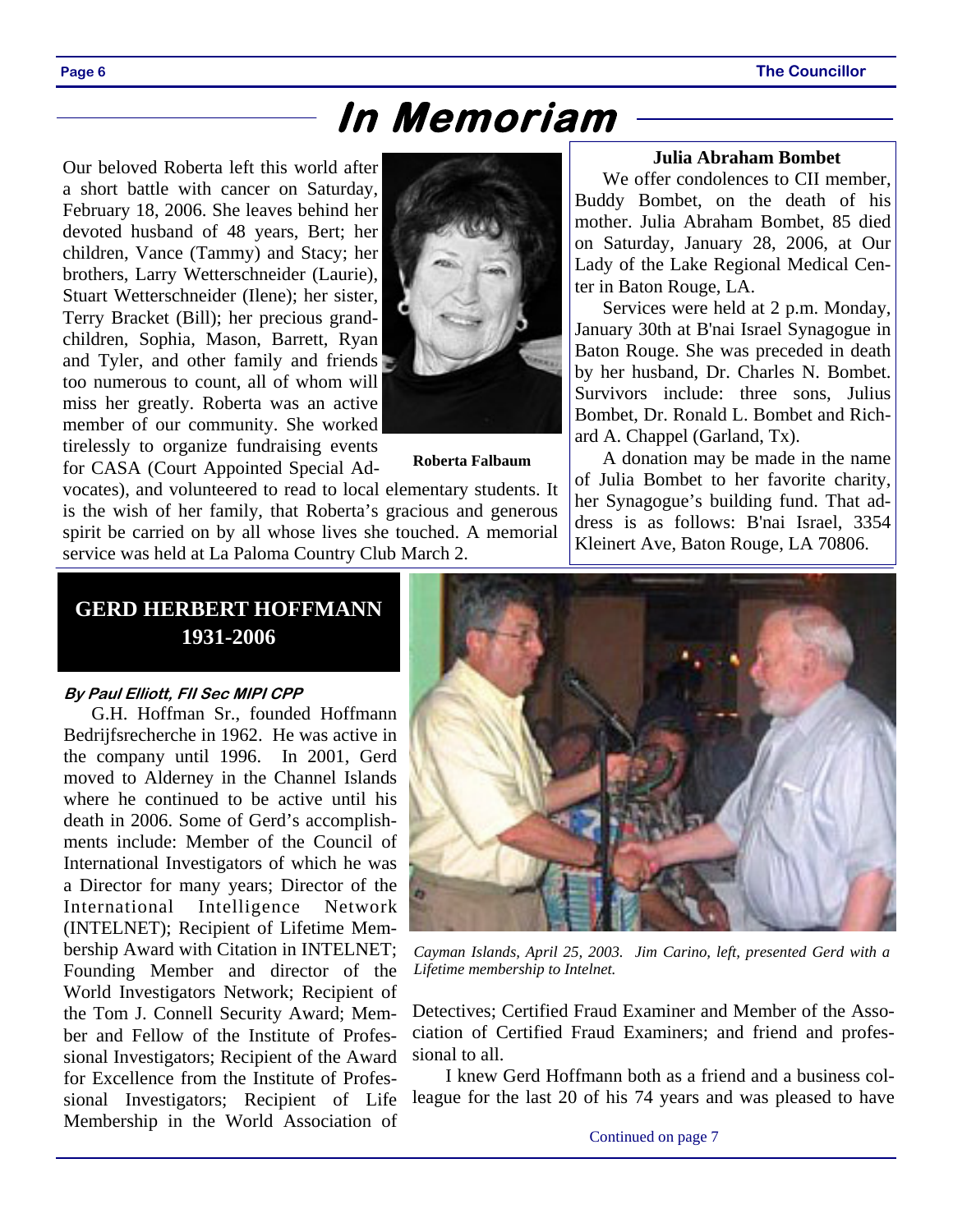# In Memoriam

Our beloved Roberta left this world after a short battle with cancer on Saturday, February 18, 2006. She leaves behind her devoted husband of 48 years, Bert; her children, Vance (Tammy) and Stacy; her brothers, Larry Wetterschneider (Laurie), Stuart Wetterschneider (Ilene); her sister, Terry Bracket (Bill); her precious grandchildren, Sophia, Mason, Barrett, Ryan and Tyler, and other family and friends too numerous to count, all of whom will miss her greatly. Roberta was an active member of our community. She worked tirelessly to organize fundraising events for CASA (Court Appointed Special Advocates), and volunteered to read to local elementary students. It is the wish of her family, that Roberta's gracious and generous spirit be carried on by all whose lives she touched. A memorial service was held at La Paloma Country Club March 2.

**Roberta Falbaum**

### Julia Abraham Bombet

We offer condolences to CII member, Buddy Bombet, on the death of his mother. Julia Abraham Bombet, 85 died on Saturday, January 28, 2006, at Our Lady of the Lake Regional Medical Center in Baton Rouge, LA.

Services were held at 2 p.m. Monday, January 30th at B'nai Israel Synagogue in Baton Rouge. She was preceded in death by her husband, Dr. Charles N. Bombet. Survivors include: three sons, Julius Bombet, Dr. Ronald L. Bombet and Richard A. Chappel (Garland, Tx).

A donation may be made in the name of Julia Bombet to her favorite charity, her Synagogue's building fund. That address is as follows: B'nai Israel, 3354 Kleinert Ave, Baton Rouge, LA 70806.

## GERD HERBERT HOFFMANN 1931-2006

***By Paul Elliott, FII Sec MIPI CPP***

G.H. Hoffman Sr., founded Hoffmann Bedrijfsrecherche in 1962. He was active in the company until 1996. In 2001, Gerd moved to Alderney in the Channel Islands where he continued to be active until his death in 2006. Some of Gerd's accomplishments include: Member of the Council of International Investigators of which he was a Director for many years; Director of the International Intelligence Network (INTELNET); Recipient of Lifetime Membership Award with Citation in INTELNET; Founding Member and director of the World Investigators Network; Recipient of the Tom J. Connell Security Award; Member and Fellow of the Institute of Professional Investigators; Recipient of the Award for Excellence from the Institute of Professional Investigators; Recipient of Life Membership in the World Association of Detectives; Certified Fraud Examiner and Member of the Association of Certified Fraud Examiners; and friend and professional to all.

*Cayman Islands, April 25, 2003. Jim Carino, left, presented Gerd with a Lifetime membership to Intelnet.*

I knew Gerd Hoffmann both as a friend and a business colleague for the last 20 of his 74 years and was pleased to have

Continued on page 7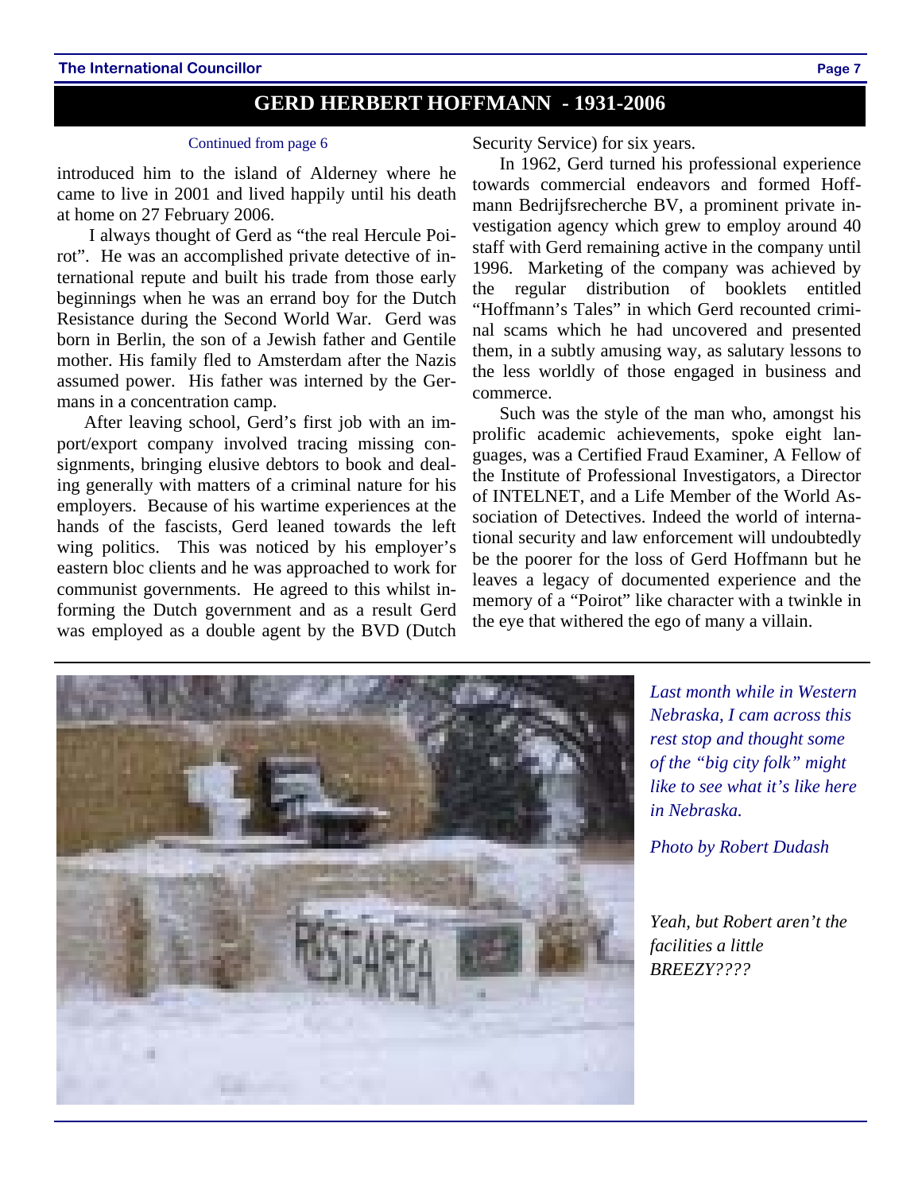## GERD HERBERT HOFFMANN - 1931-2006

Continued from page 6

introduced him to the island of Alderney where he came to live in 2001 and lived happily until his death at home on 27 February 2006.

I always thought of Gerd as "the real Hercule Poirot". He was an accomplished private detective of international repute and built his trade from those early beginnings when he was an errand boy for the Dutch Resistance during the Second World War. Gerd was born in Berlin, the son of a Jewish father and Gentile mother. His family fled to Amsterdam after the Nazis assumed power. His father was interned by the Germans in a concentration camp.

After leaving school, Gerd's first job with an import/export company involved tracing missing consignments, bringing elusive debtors to book and dealing generally with matters of a criminal nature for his employers. Because of his wartime experiences at the hands of the fascists, Gerd leaned towards the left wing politics. This was noticed by his employer's eastern bloc clients and he was approached to work for communist governments. He agreed to this whilst informing the Dutch government and as a result Gerd was employed as a double agent by the BVD (Dutch Security Service) for six years.

In 1962, Gerd turned his professional experience towards commercial endeavors and formed Hoffmann Bedrijfsrecherche BV, a prominent private investigation agency which grew to employ around 40 staff with Gerd remaining active in the company until 1996. Marketing of the company was achieved by the regular distribution of booklets entitled "Hoffmann's Tales" in which Gerd recounted criminal scams which he had uncovered and presented them, in a subtly amusing way, as salutary lessons to the less worldly of those engaged in business and commerce.

Such was the style of the man who, amongst his prolific academic achievements, spoke eight languages, was a Certified Fraud Examiner, A Fellow of the Institute of Professional Investigators, a Director of INTELNET, and a Life Member of the World Association of Detectives. Indeed the world of international security and law enforcement will undoubtedly be the poorer for the loss of Gerd Hoffmann but he leaves a legacy of documented experience and the memory of a "Poirot" like character with a twinkle in the eye that withered the ego of many a villain.

*Last month while in Western Nebraska, I cam across this rest stop and thought some of the "big city folk" might like to see what it's like here in Nebraska.*

*Photo by Robert Dudash*

*Yeah, but Robert aren't the facilities a little BREEZY????*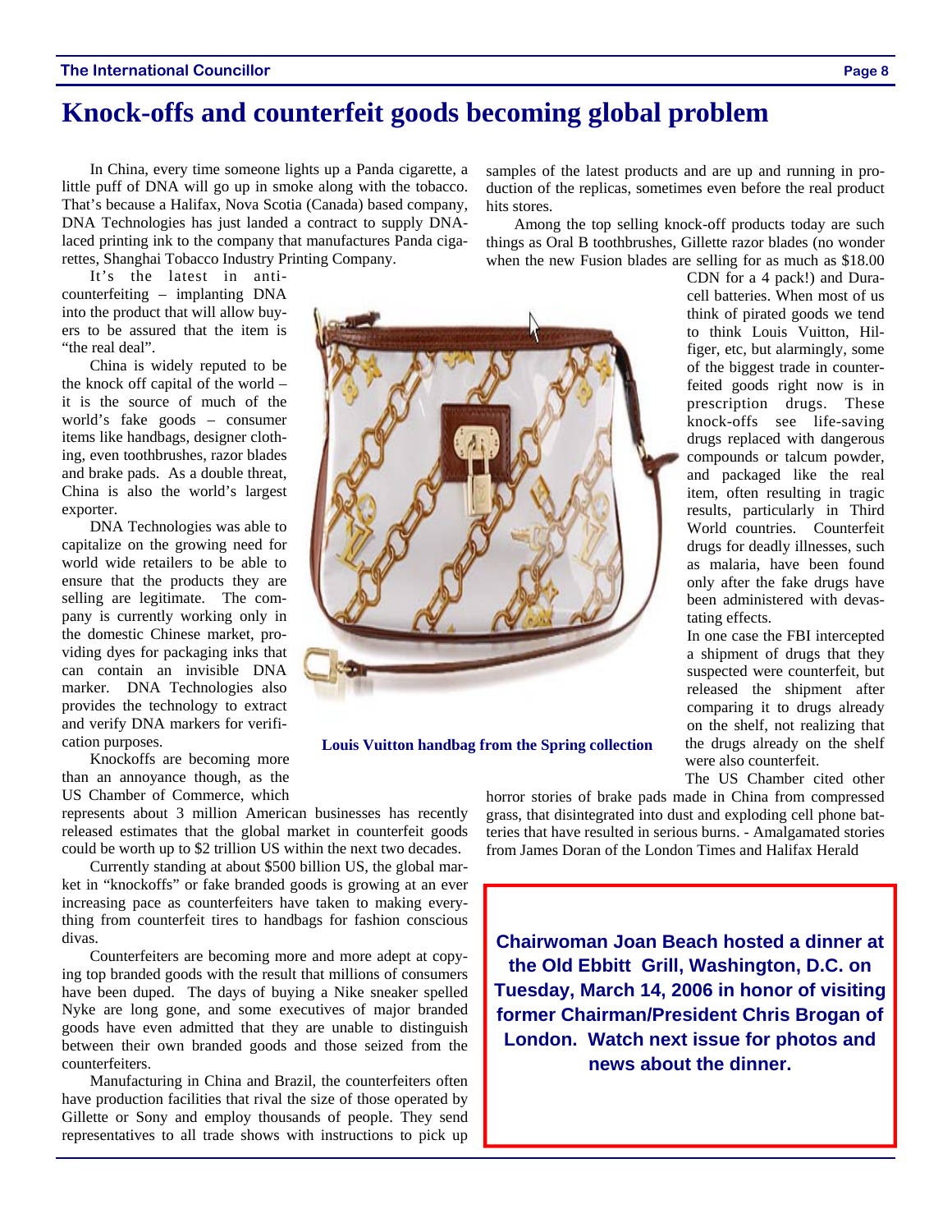# Knock-offs and counterfeit goods becoming global problem

In China, every time someone lights up a Panda cigarette, a little puff of DNA will go up in smoke along with the tobacco. That's because a Halifax, Nova Scotia (Canada) based company, DNA Technologies has just landed a contract to supply DNA-laced printing ink to the company that manufactures Panda cigarettes, Shanghai Tobacco Industry Printing Company.

It's the latest in anti-counterfeiting – implanting DNA into the product that will allow buyers to be assured that the item is "the real deal".

China is widely reputed to be the knock off capital of the world – it is the source of much of the world's fake goods – consumer items like handbags, designer clothing, even toothbrushes, razor blades and brake pads. As a double threat, China is also the world's largest exporter.

DNA Technologies was able to capitalize on the growing need for world wide retailers to be able to ensure that the products they are selling are legitimate. The company is currently working only in the domestic Chinese market, providing dyes for packaging inks that can contain an invisible DNA marker. DNA Technologies also provides the technology to extract and verify DNA markers for verification purposes.

Knockoffs are becoming more than an annoyance though, as the US Chamber of Commerce, which represents about 3 million American businesses has recently released estimates that the global market in counterfeit goods could be worth up to $2 trillion US within the next two decades.

Currently standing at about $500 billion US, the global market in "knockoffs" or fake branded goods is growing at an ever increasing pace as counterfeiters have taken to making everything from counterfeit tires to handbags for fashion conscious divas.

Counterfeiters are becoming more and more adept at copying top branded goods with the result that millions of consumers have been duped. The days of buying a Nike sneaker spelled Nyke are long gone, and some executives of major branded goods have even admitted that they are unable to distinguish between their own branded goods and those seized from the counterfeiters.

Manufacturing in China and Brazil, the counterfeiters often have production facilities that rival the size of those operated by Gillette or Sony and employ thousands of people. They send representatives to all trade shows with instructions to pick up samples of the latest products and are up and running in production of the replicas, sometimes even before the real product hits stores.

Among the top selling knock-off products today are such things as Oral B toothbrushes, Gillette razor blades (no wonder when the new Fusion blades are selling for as much as $18.00 CDN for a 4 pack!) and Duracell batteries. When most of us think of pirated goods we tend to think Louis Vuitton, Hilfiger, etc, but alarmingly, some of the biggest trade in counterfeited goods right now is in prescription drugs. These knock-offs see life-saving drugs replaced with dangerous compounds or talcum powder, and packaged like the real item, often resulting in tragic results, particularly in Third World countries. Counterfeit drugs for deadly illnesses, such as malaria, have been found only after the fake drugs have been administered with devastating effects.

In one case the FBI intercepted a shipment of drugs that they suspected were counterfeit, but released the shipment after comparing it to drugs already on the shelf, not realizing that the drugs already on the shelf were also counterfeit.

The US Chamber cited other horror stories of brake pads made in China from compressed grass, that disintegrated into dust and exploding cell phone batteries that have resulted in serious burns. - Amalgamated stories from James Doran of the London Times and Halifax Herald

**Louis Vuitton handbag from the Spring collection**

**Chairwoman Joan Beach hosted a dinner at the Old Ebbitt Grill, Washington, D.C. on Tuesday, March 14, 2006 in honor of visiting former Chairman/President Chris Brogan of London. Watch next issue for photos and news about the dinner.**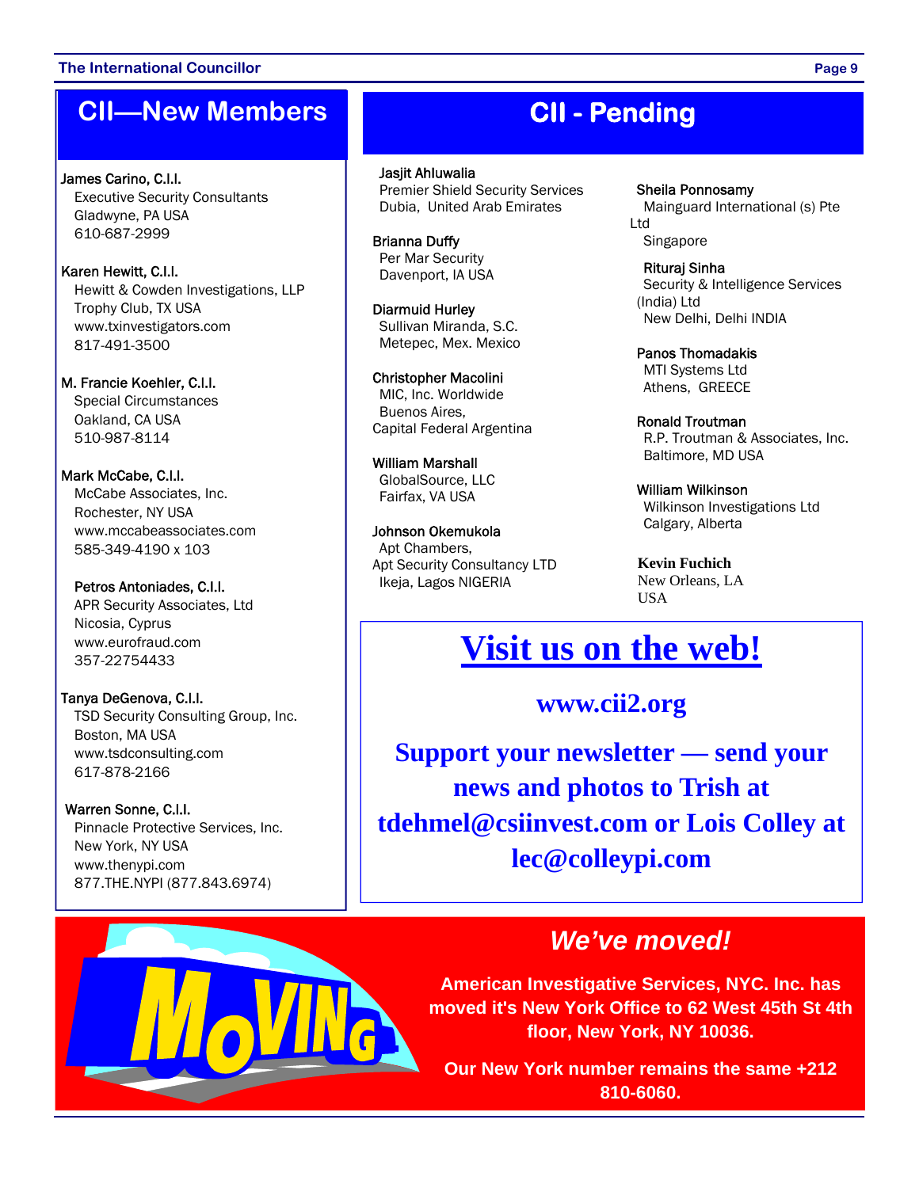## CII—New Members

**James Carino, C.I.I.**
Executive Security Consultants
Gladwyne, PA USA
610-687-2999

**Karen Hewitt, C.I.I.**
Hewitt & Cowden Investigations, LLP
Trophy Club, TX USA
www.txinvestigators.com
817-491-3500

**M. Francie Koehler, C.I.I.**
Special Circumstances
Oakland, CA USA
510-987-8114

**Mark McCabe, C.I.I.**
McCabe Associates, Inc.
Rochester, NY USA
www.mccabeassociates.com
585-349-4190 x 103

**Petros Antoniades, C.I.I.**
APR Security Associates, Ltd
Nicosia, Cyprus
www.eurofraud.com
357-22754433

**Tanya DeGenova, C.I.I.**
TSD Security Consulting Group, Inc.
Boston, MA USA
www.tsdconsulting.com
617-878-2166

**Warren Sonne, C.I.I.**
Pinnacle Protective Services, Inc.
New York, NY USA
www.thenypi.com
877.THE.NYPI (877.843.6974)

## CII - Pending

**Jasjit Ahluwalia**
Premier Shield Security Services
Dubia, United Arab Emirates

**Brianna Duffy**
Per Mar Security
Davenport, IA USA

**Diarmuid Hurley**
Sullivan Miranda, S.C.
Metepec, Mex. Mexico

**Christopher Macolini**
MIC, Inc. Worldwide
Buenos Aires,
Capital Federal Argentina

**William Marshall**
GlobalSource, LLC
Fairfax, VA USA

**Johnson Okemukola**
Apt Chambers,
Apt Security Consultancy LTD
Ikeja, Lagos NIGERIA

**Sheila Ponnosamy**
Mainguard International (s) Pte Ltd
Singapore

**Rituraj Sinha**
Security & Intelligence Services (India) Ltd
New Delhi, Delhi INDIA

**Panos Thomadakis**
MTI Systems Ltd
Athens, GREECE

**Ronald Troutman**
R.P. Troutman & Associates, Inc.
Baltimore, MD USA

**William Wilkinson**
Wilkinson Investigations Ltd
Calgary, Alberta

**Kevin Fuchich**
New Orleans, LA
USA

## Visit us on the web!

**www.cii2.org**

**Support your newsletter — send your news and photos to Trish at tdehmel@csiinvest.com or Lois Colley at lec@colleypi.com**

## *We've moved!*

**American Investigative Services, NYC. Inc. has moved it's New York Office to 62 West 45th St 4th floor, New York, NY 10036.**

**Our New York number remains the same +212 810-6060.**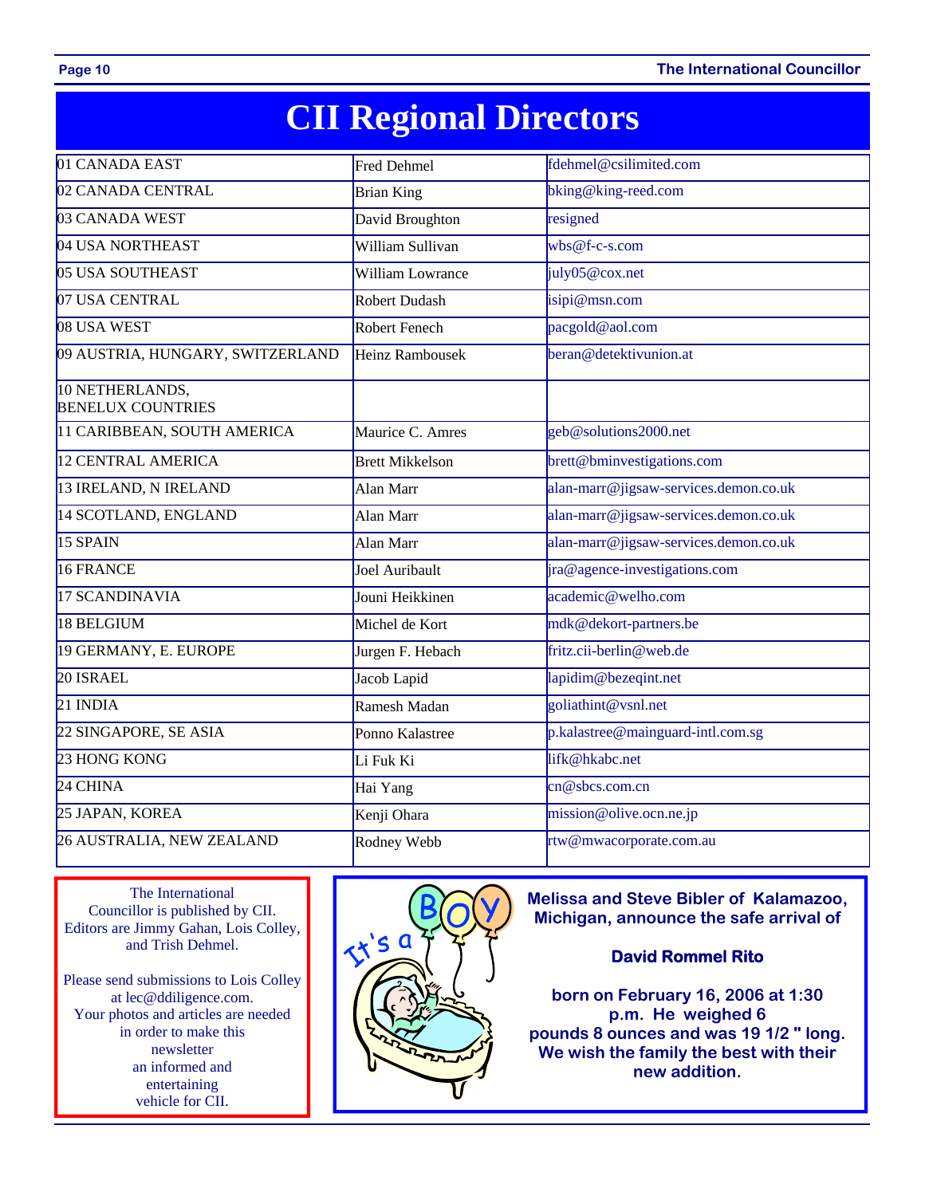# CII Regional Directors

| | | |
|---|---|---|
| 01 CANADA EAST | Fred Dehmel | fdehmel@csilimited.com |
| 02 CANADA CENTRAL | Brian King | bking@king-reed.com |
| 03 CANADA WEST | David Broughton | resigned |
| 04 USA NORTHEAST | William Sullivan | wbs@f-c-s.com |
| 05 USA SOUTHEAST | William Lowrance | july05@cox.net |
| 07 USA CENTRAL | Robert Dudash | isipi@msn.com |
| 08 USA WEST | Robert Fenech | pacgold@aol.com |
| 09 AUSTRIA, HUNGARY, SWITZERLAND | Heinz Rambousek | beran@detektivunion.at |
| 10 NETHERLANDS, BENELUX COUNTRIES | | |
| 11 CARIBBEAN, SOUTH AMERICA | Maurice C. Amres | geb@solutions2000.net |
| 12 CENTRAL AMERICA | Brett Mikkelson | brett@bminvestigations.com |
| 13 IRELAND, N IRELAND | Alan Marr | alan-marr@jigsaw-services.demon.co.uk |
| 14 SCOTLAND, ENGLAND | Alan Marr | alan-marr@jigsaw-services.demon.co.uk |
| 15 SPAIN | Alan Marr | alan-marr@jigsaw-services.demon.co.uk |
| 16 FRANCE | Joel Auribault | jra@agence-investigations.com |
| 17 SCANDINAVIA | Jouni Heikkinen | academic@welho.com |
| 18 BELGIUM | Michel de Kort | mdk@dekort-partners.be |
| 19 GERMANY, E. EUROPE | Jurgen F. Hebach | fritz.cii-berlin@web.de |
| 20 ISRAEL | Jacob Lapid | lapidim@bezeqint.net |
| 21 INDIA | Ramesh Madan | goliathint@vsnl.net |
| 22 SINGAPORE, SE ASIA | Ponno Kalastree | p.kalastree@mainguard-intl.com.sg |
| 23 HONG KONG | Li Fuk Ki | lifk@hkabc.net |
| 24 CHINA | Hai Yang | cn@sbcs.com.cn |
| 25 JAPAN, KOREA | Kenji Ohara | mission@olive.ocn.ne.jp |
| 26 AUSTRALIA, NEW ZEALAND | Rodney Webb | rtw@mwacorporate.com.au |

The International Councillor is published by CII. Editors are Jimmy Gahan, Lois Colley, and Trish Dehmel.

Please send submissions to Lois Colley at lec@ddiligence.com. Your photos and articles are needed in order to make this newsletter an informed and entertaining vehicle for CII.

It's a BOY

**Melissa and Steve Bibler of Kalamazoo, Michigan, announce the safe arrival of**

**David Rommel Rito**

**born on February 16, 2006 at 1:30 p.m. He weighed 6 pounds 8 ounces and was 19 1/2 " long. We wish the family the best with their new addition.**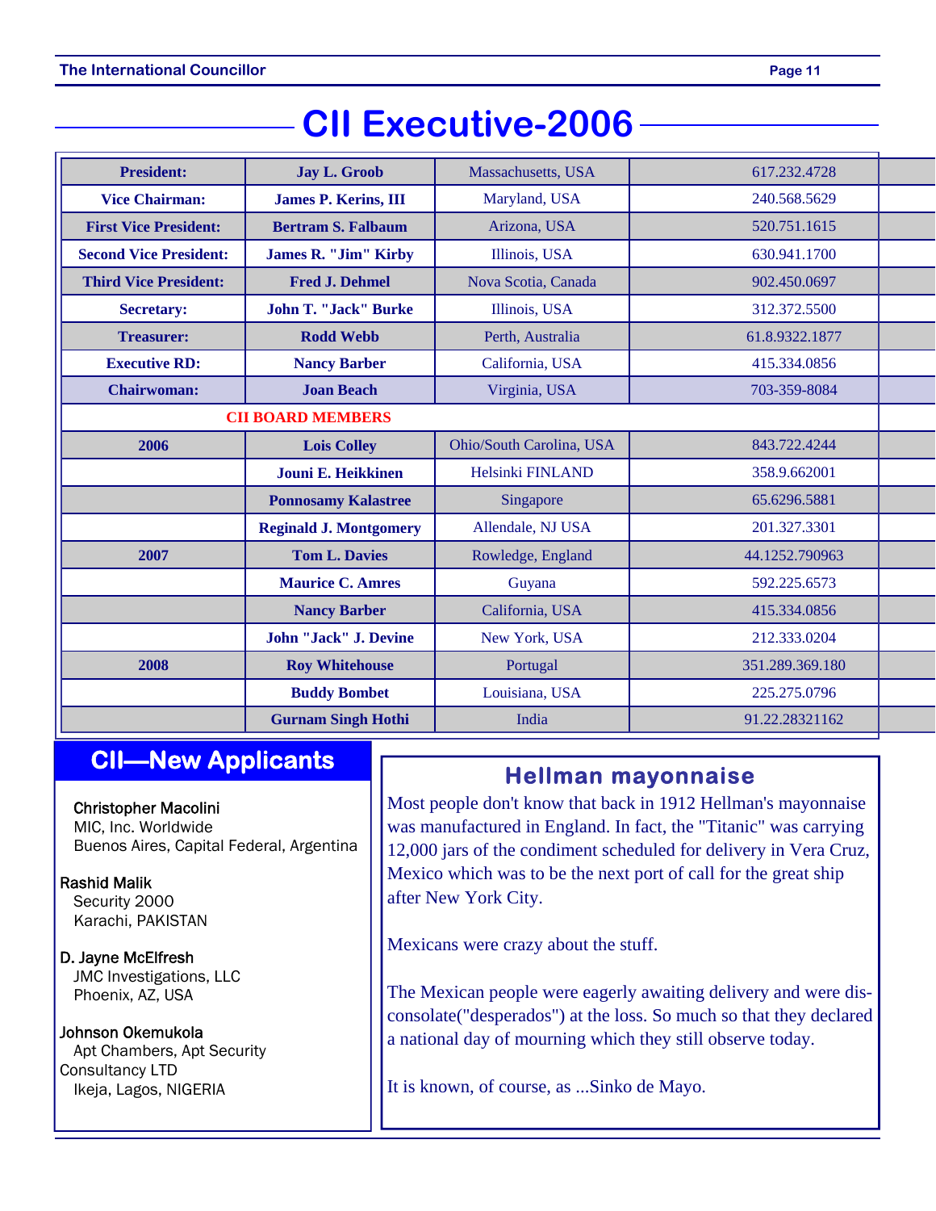# CII Executive-2006

| | | | |
|---|---|---|---|
| **President:** | **Jay L. Groob** | Massachusetts, USA | 617.232.4728 |
| **Vice Chairman:** | **James P. Kerins, III** | Maryland, USA | 240.568.5629 |
| **First Vice President:** | **Bertram S. Falbaum** | Arizona, USA | 520.751.1615 |
| **Second Vice President:** | **James R. "Jim" Kirby** | Illinois, USA | 630.941.1700 |
| **Third Vice President:** | **Fred J. Dehmel** | Nova Scotia, Canada | 902.450.0697 |
| **Secretary:** | **John T. "Jack" Burke** | Illinois, USA | 312.372.5500 |
| **Treasurer:** | **Rodd Webb** | Perth, Australia | 61.8.9322.1877 |
| **Executive RD:** | **Nancy Barber** | California, USA | 415.334.0856 |
| **Chairwoman:** | **Joan Beach** | Virginia, USA | 703-359-8084 |
| **CII BOARD MEMBERS** | | | |
| **2006** | **Lois Colley** | Ohio/South Carolina, USA | 843.722.4244 |
| | **Jouni E. Heikkinen** | Helsinki FINLAND | 358.9.662001 |
| | **Ponnosamy Kalastree** | Singapore | 65.6296.5881 |
| | **Reginald J. Montgomery** | Allendale, NJ USA | 201.327.3301 |
| **2007** | **Tom L. Davies** | Rowledge, England | 44.1252.790963 |
| | **Maurice C. Amres** | Guyana | 592.225.6573 |
| | **Nancy Barber** | California, USA | 415.334.0856 |
| | **John "Jack" J. Devine** | New York, USA | 212.333.0204 |
| **2008** | **Roy Whitehouse** | Portugal | 351.289.369.180 |
| | **Buddy Bombet** | Louisiana, USA | 225.275.0796 |
| | **Gurnam Singh Hothi** | India | 91.22.28321162 |

## CII—New Applicants

Christopher Macolini
MIC, Inc. Worldwide
Buenos Aires, Capital Federal, Argentina

Rashid Malik
Security 2000
Karachi, PAKISTAN

D. Jayne McElfresh
JMC Investigations, LLC
Phoenix, AZ, USA

Johnson Okemukola
Apt Chambers, Apt Security Consultancy LTD
Ikeja, Lagos, NIGERIA

## Hellman mayonnaise

Most people don't know that back in 1912 Hellman's mayonnaise was manufactured in England. In fact, the "Titanic" was carrying 12,000 jars of the condiment scheduled for delivery in Vera Cruz, Mexico which was to be the next port of call for the great ship after New York City.

Mexicans were crazy about the stuff.

The Mexican people were eagerly awaiting delivery and were disconsolate("desperados") at the loss. So much so that they declared a national day of mourning which they still observe today.

It is known, of course, as ...Sinko de Mayo.